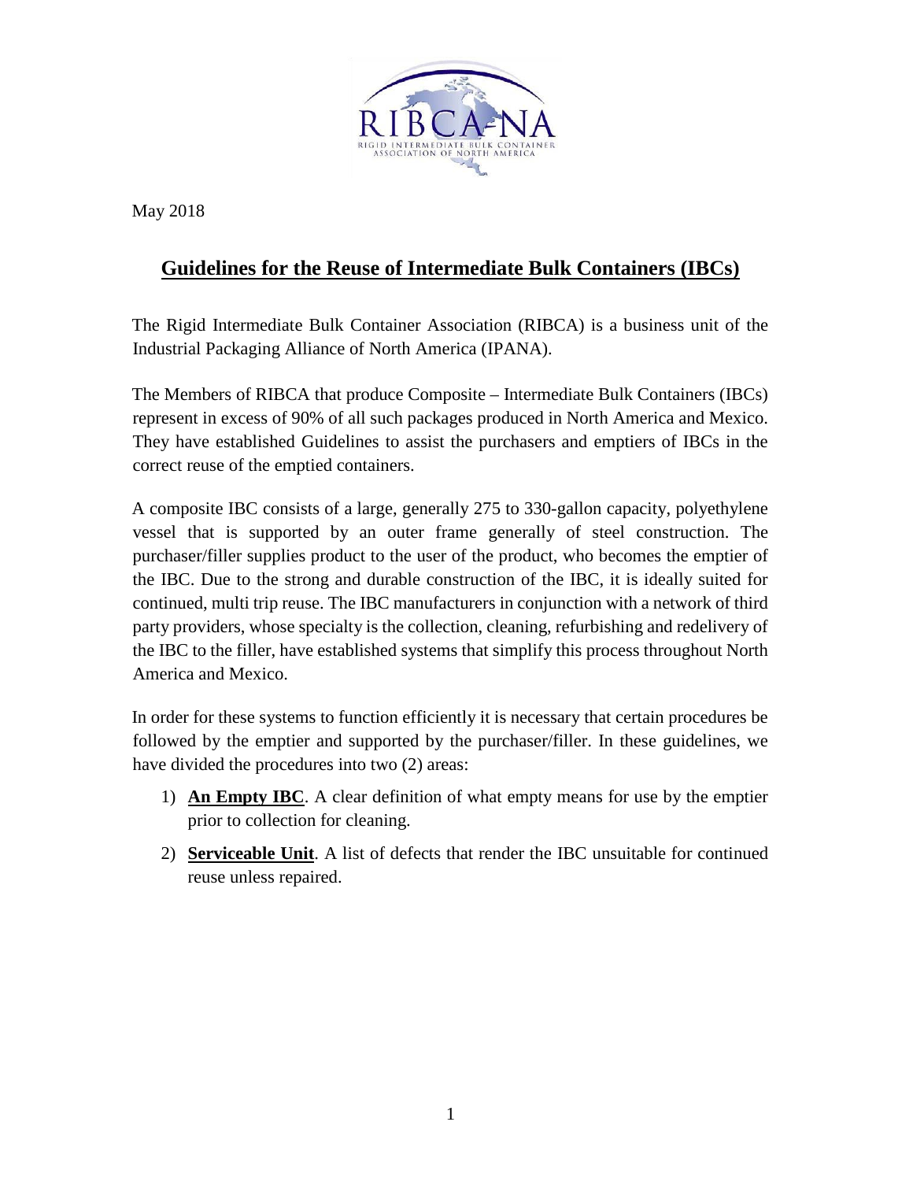May 2018

# Guidelines for the Reuse of Intermediate Bulk Containers (IBCs)

The Rigid Intermediate Bulk Container Association (RIBCA) is a business unit of the Industrial Packaging Alliance of North America (IPANA).

The Members of RIBCA that produce Composite – Intermediate Bulk Containers (IBCs) represent in excess of 90% of all such packages produced in North America and Mexico. They have established Guidelines to assist the purchasers and emptiers of IBCs in the correct reuse of the emptied containers.

A composite IBC consists of a large, generally 275 to 330-gallon capacity, polyethylene vessel that is supported by an outer frame generally of steel construction. The purchaser/filler supplies product to the user of the product, who becomes the emptier of the IBC. Due to the strong and durable construction of the IBC, it is ideally suited for continued, multi trip reuse. The IBC manufacturers in conjunction with a network of third party providers, whose specialty is the collection, cleaning, refurbishing and redelivery of the IBC to the filler, have established systems that simplify this process throughout North America and Mexico.

In order for these systems to function efficiently it is necessary that certain procedures be followed by the emptier and supported by the purchaser/filler. In these guidelines, we have divided the procedures into two (2) areas:

1) **An Empty IBC**. A clear definition of what empty means for use by the emptier prior to collection for cleaning.
2) **Serviceable Unit**. A list of defects that render the IBC unsuitable for continued reuse unless repaired.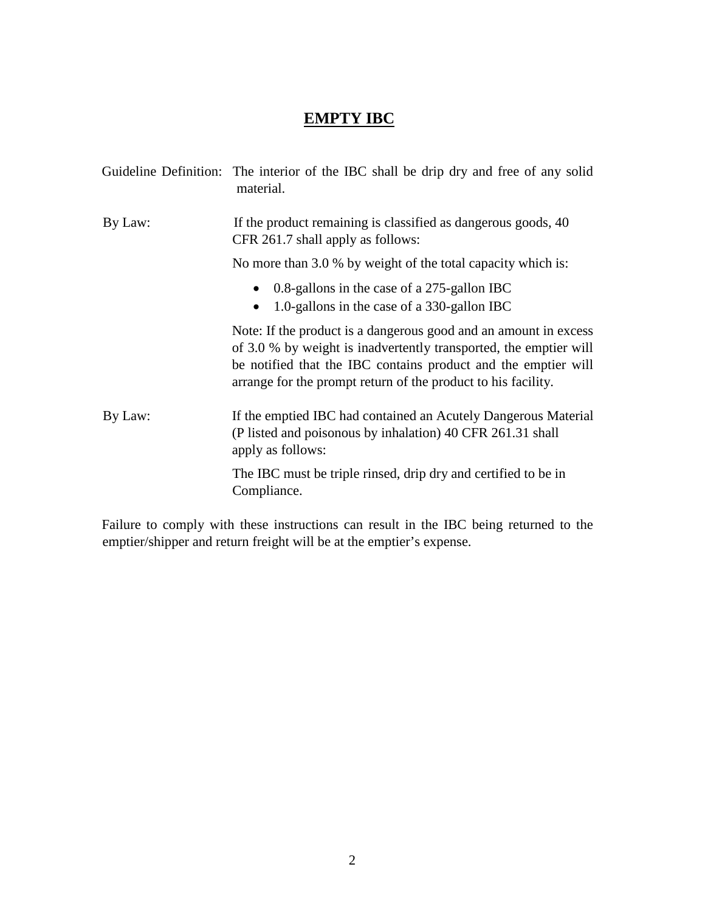# **EMPTY IBC**

Guideline Definition: The interior of the IBC shall be drip dry and free of any solid material.

By Law: If the product remaining is classified as dangerous goods, 40 CFR 261.7 shall apply as follows:

No more than 3.0 % by weight of the total capacity which is:

- 0.8-gallons in the case of a 275-gallon IBC
- 1.0-gallons in the case of a 330-gallon IBC

Note: If the product is a dangerous good and an amount in excess of 3.0 % by weight is inadvertently transported, the emptier will be notified that the IBC contains product and the emptier will arrange for the prompt return of the product to his facility.

By Law: If the emptied IBC had contained an Acutely Dangerous Material (P listed and poisonous by inhalation) 40 CFR 261.31 shall apply as follows:

The IBC must be triple rinsed, drip dry and certified to be in Compliance.

Failure to comply with these instructions can result in the IBC being returned to the emptier/shipper and return freight will be at the emptier's expense.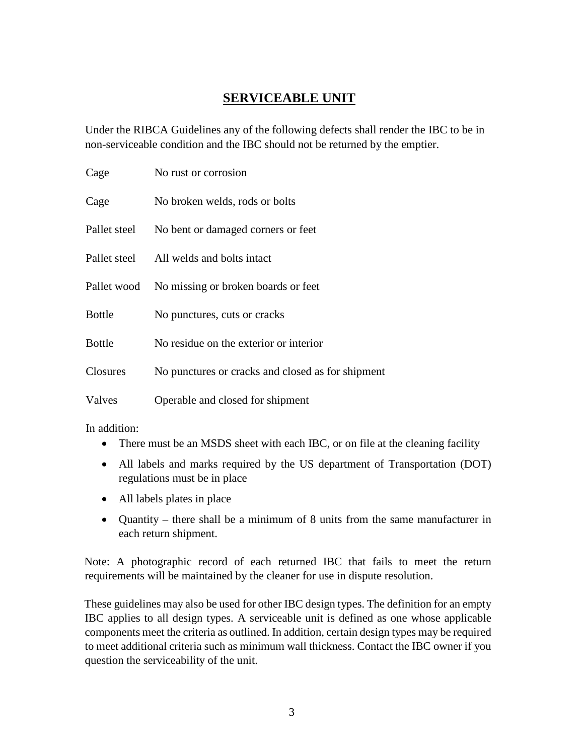## SERVICEABLE UNIT

Under the RIBCA Guidelines any of the following defects shall render the IBC to be in non-serviceable condition and the IBC should not be returned by the emptier.

| | |
|---|---|
| Cage | No rust or corrosion |
| Cage | No broken welds, rods or bolts |
| Pallet steel | No bent or damaged corners or feet |
| Pallet steel | All welds and bolts intact |
| Pallet wood | No missing or broken boards or feet |
| Bottle | No punctures, cuts or cracks |
| Bottle | No residue on the exterior or interior |
| Closures | No punctures or cracks and closed as for shipment |
| Valves | Operable and closed for shipment |

In addition:

- There must be an MSDS sheet with each IBC, or on file at the cleaning facility
- All labels and marks required by the US department of Transportation (DOT) regulations must be in place
- All labels plates in place
- Quantity – there shall be a minimum of 8 units from the same manufacturer in each return shipment.

Note: A photographic record of each returned IBC that fails to meet the return requirements will be maintained by the cleaner for use in dispute resolution.

These guidelines may also be used for other IBC design types. The definition for an empty IBC applies to all design types. A serviceable unit is defined as one whose applicable components meet the criteria as outlined. In addition, certain design types may be required to meet additional criteria such as minimum wall thickness. Contact the IBC owner if you question the serviceability of the unit.